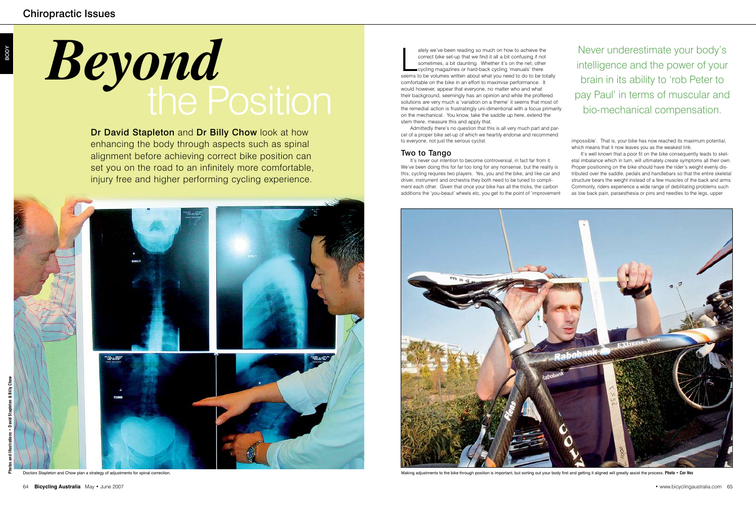# *Beyond* the Position

**Dr David Stapleton** and **Dr Billy Chow** look at how enhancing the body through aspects such as spinal alignment before achieving correct bike position can set you on the road to an infinitely more comfortable, injury free and higher performing cycling experience.

Doctors Stapleton and Chow plan a strategy of adjustments for spinal correction.

Lately we've been reading so much on how to achieve the correct bike set-up that we find it all a bit confusing if not sometimes, a bit daunting. Whether it's on the net, other cycling magazines or hard-back cycling 'manuals' there seems to be volumes written about what you need to do to be totally comfortable on the bike in an effort to maximise performance. It would however, appear that everyone, no matter who and what their background, seemingly has an opinion and while the proffered solutions are very much a 'variation on a theme' it seems that most of the remedial action is frustratingly uni-dimentional with a focus primarily on the mechanical. You know, take the saddle up here, extend the stem there, measure this and apply that.

Admittedly there's no question that this is all very much part and parcel of a proper bike set-up of which we heartily endorse and recommend to everyone, not just the serious cyclist.

> Never underestimate your body's intelligence and the power of your brain in its ability to 'rob Peter to pay Paul' in terms of muscular and bio-mechanical compensation.

## Two to Tango

It's never our intention to become controversial, in fact far from it. We've been doing this for far too long for any nonsense, but the reality is this; cycling requires two players. Yes, you and the bike, and like car and driver, instrument and orchestra they both need to be tuned to compliment each other. Given that once your bike has all the tricks, the carbon additions the 'you-beaut' wheels etc, you get to the point of 'improvement impossible'. That is, your bike has now reached its maximum potential, which means that it now leaves you as the weakest link.

It's well known that a poor fit on the bike consequently leads to skeletal imbalance which in turn, will ultimately create symptoms all their own. Proper positioning on the bike should have the rider's weight evenly distributed over the saddle, pedals and handlebars so that the entire skeletal structure bears the weight instead of a few muscles of the back and arms. Commonly, riders experience a wide range of debilitating problems such as low back pain, paraesthesia or pins and needles to the legs, upper

Making adjustments to the bike through position is important, but sorting out your body first and getting it aligned will greatly assist the process. **Photo • Cor Vos**

Photos and Illustrations • David Stapleton & Billy Chow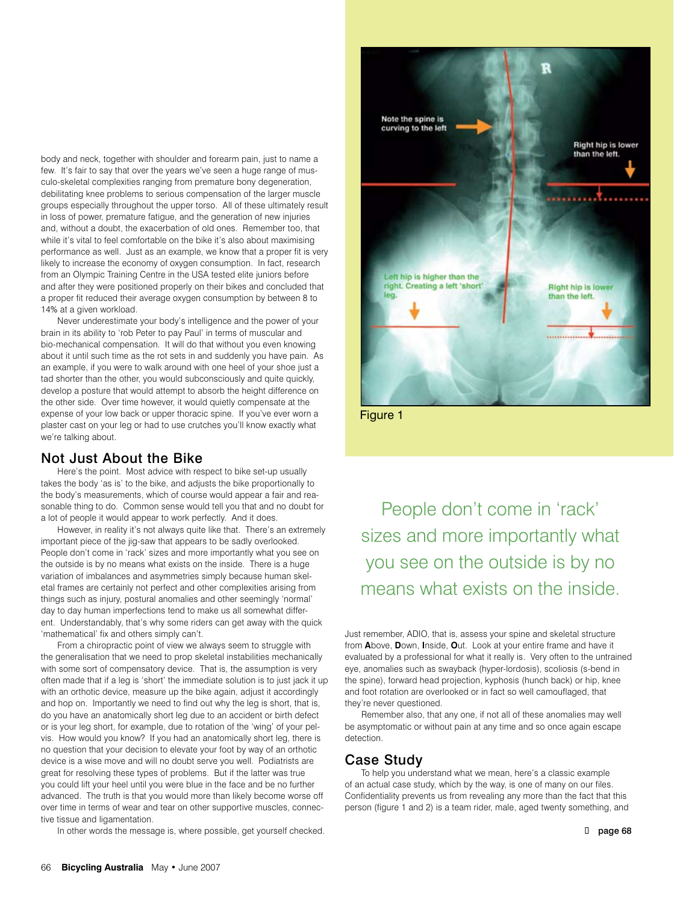body and neck, together with shoulder and forearm pain, just to name a few. It's fair to say that over the years we've seen a huge range of musculo-skeletal complexities ranging from premature bony degeneration, debilitating knee problems to serious compensation of the larger muscle groups especially throughout the upper torso. All of these ultimately result in loss of power, premature fatigue, and the generation of new injuries and, without a doubt, the exacerbation of old ones. Remember too, that while it's vital to feel comfortable on the bike it's also about maximising performance as well. Just as an example, we know that a proper fit is very likely to increase the economy of oxygen consumption. In fact, research from an Olympic Training Centre in the USA tested elite juniors before and after they were positioned properly on their bikes and concluded that a proper fit reduced their average oxygen consumption by between 8 to 14% at a given workload.

Never underestimate your body's intelligence and the power of your brain in its ability to 'rob Peter to pay Paul' in terms of muscular and bio-mechanical compensation. It will do that without you even knowing about it until such time as the rot sets in and suddenly you have pain. As an example, if you were to walk around with one heel of your shoe just a tad shorter than the other, you would subconsciously and quite quickly, develop a posture that would attempt to absorb the height difference on the other side. Over time however, it would quietly compensate at the expense of your low back or upper thoracic spine. If you've ever worn a plaster cast on your leg or had to use crutches you'll know exactly what we're talking about.

## Not Just About the Bike

Here's the point. Most advice with respect to bike set-up usually takes the body 'as is' to the bike, and adjusts the bike proportionally to the body's measurements, which of course would appear a fair and reasonable thing to do. Common sense would tell you that and no doubt for a lot of people it would appear to work perfectly. And it does.

However, in reality it's not always quite like that. There's an extremely important piece of the jig-saw that appears to be sadly overlooked. People don't come in 'rack' sizes and more importantly what you see on the outside is by no means what exists on the inside. There is a huge variation of imbalances and asymmetries simply because human skeletal frames are certainly not perfect and other complexities arising from things such as injury, postural anomalies and other seemingly 'normal' day to day human imperfections tend to make us all somewhat different. Understandably, that's why some riders can get away with the quick 'mathematical' fix and others simply can't.

From a chiropractic point of view we always seem to struggle with the generalisation that we need to prop skeletal instabilities mechanically with some sort of compensatory device. That is, the assumption is very often made that if a leg is 'short' the immediate solution is to just jack it up with an orthotic device, measure up the bike again, adjust it accordingly and hop on. Importantly we need to find out why the leg is short, that is, do you have an anatomically short leg due to an accident or birth defect or is your leg short, for example, due to rotation of the 'wing' of your pelvis. How would you know? If you had an anatomically short leg, there is no question that your decision to elevate your foot by way of an orthotic device is a wise move and will no doubt serve you well. Podiatrists are great for resolving these types of problems. But if the latter was true you could lift your heel until you were blue in the face and be no further advanced. The truth is that you would more than likely become worse off over time in terms of wear and tear on other supportive muscles, connective tissue and ligamentation.

In other words the message is, where possible, get yourself checked.

Figure 1

> People don't come in 'rack' sizes and more importantly what you see on the outside is by no means what exists on the inside.

Just remember, ADIO, that is, assess your spine and skeletal structure from **A**bove, **D**own, **I**nside, **O**ut. Look at your entire frame and have it evaluated by a professional for what it really is. Very often to the untrained eye, anomalies such as swayback (hyper-lordosis), scoliosis (s-bend in the spine), forward head projection, kyphosis (hunch back) or hip, knee and foot rotation are overlooked or in fact so well camouflaged, that they're never questioned.

Remember also, that any one, if not all of these anomalies may well be asymptomatic or without pain at any time and so once again escape detection.

## Case Study

To help you understand what we mean, here's a classic example of an actual case study, which by the way, is one of many on our files. Confidentiality prevents us from revealing any more than the fact that this person (figure 1 and 2) is a team rider, male, aged twenty something, and

page 68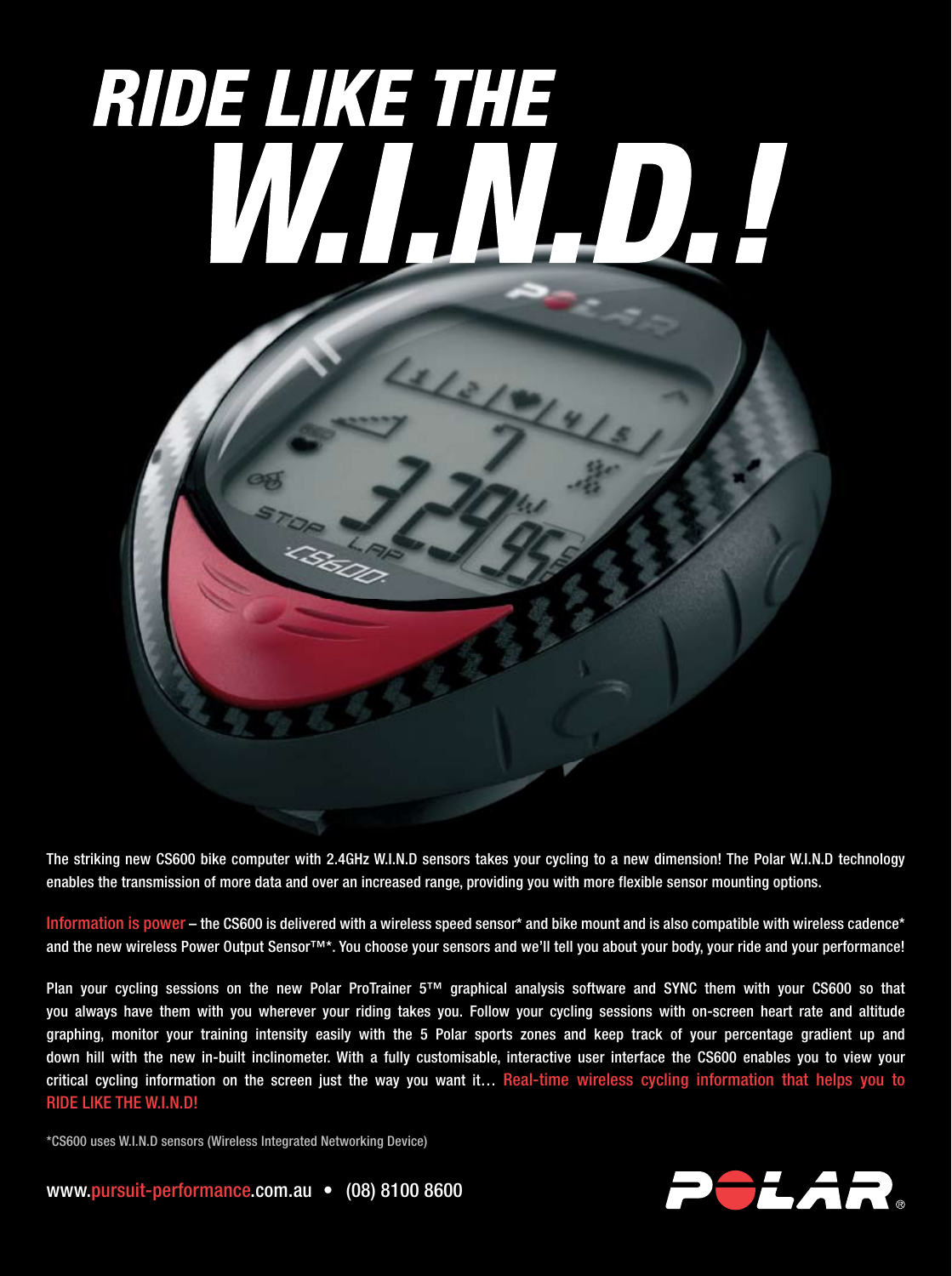# RIDE LIKE THE W.I.N.D.!

The striking new CS600 bike computer with 2.4GHz W.I.N.D sensors takes your cycling to a new dimension! The Polar W.I.N.D technology enables the transmission of more data and over an increased range, providing you with more flexible sensor mounting options.

Information is power – the CS600 is delivered with a wireless speed sensor* and bike mount and is also compatible with wireless cadence* and the new wireless Power Output Sensor™*. You choose your sensors and we'll tell you about your body, your ride and your performance!

Plan your cycling sessions on the new Polar ProTrainer 5™ graphical analysis software and SYNC them with your CS600 so that you always have them with you wherever your riding takes you. Follow your cycling sessions with on-screen heart rate and altitude graphing, monitor your training intensity easily with the 5 Polar sports zones and keep track of your percentage gradient up and down hill with the new in-built inclinometer. With a fully customisable, interactive user interface the CS600 enables you to view your critical cycling information on the screen just the way you want it… Real-time wireless cycling information that helps you to RIDE LIKE THE W.I.N.D!

*CS600 uses W.I.N.D sensors (Wireless Integrated Networking Device)

www.pursuit-performance.com.au • (08) 8100 8600

POLAR®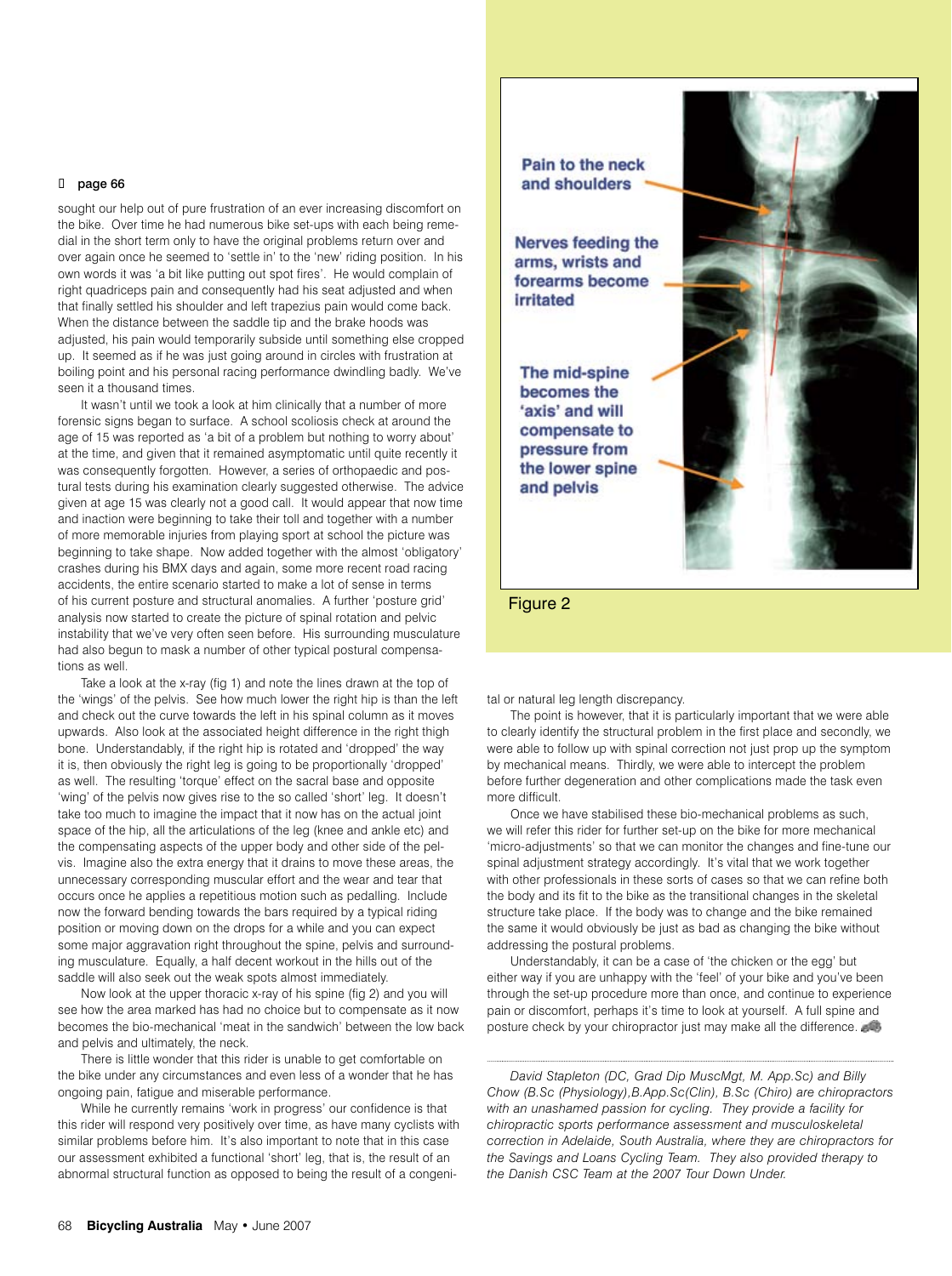⮌ **page 66**

sought our help out of pure frustration of an ever increasing discomfort on the bike. Over time he had numerous bike set-ups with each being remedial in the short term only to have the original problems return over and over again once he seemed to 'settle in' to the 'new' riding position. In his own words it was 'a bit like putting out spot fires'. He would complain of right quadriceps pain and consequently had his seat adjusted and when that finally settled his shoulder and left trapezius pain would come back. When the distance between the saddle tip and the brake hoods was adjusted, his pain would temporarily subside until something else cropped up. It seemed as if he was just going around in circles with frustration at boiling point and his personal racing performance dwindling badly. We've seen it a thousand times.

It wasn't until we took a look at him clinically that a number of more forensic signs began to surface. A school scoliosis check at around the age of 15 was reported as 'a bit of a problem but nothing to worry about' at the time, and given that it remained asymptomatic until quite recently it was consequently forgotten. However, a series of orthopaedic and postural tests during his examination clearly suggested otherwise. The advice given at age 15 was clearly not a good call. It would appear that now time and inaction were beginning to take their toll and together with a number of more memorable injuries from playing sport at school the picture was beginning to take shape. Now added together with the almost 'obligatory' crashes during his BMX days and again, some more recent road racing accidents, the entire scenario started to make a lot of sense in terms of his current posture and structural anomalies. A further 'posture grid' analysis now started to create the picture of spinal rotation and pelvic instability that we've very often seen before. His surrounding musculature had also begun to mask a number of other typical postural compensations as well.

Take a look at the x-ray (fig 1) and note the lines drawn at the top of the 'wings' of the pelvis. See how much lower the right hip is than the left and check out the curve towards the left in his spinal column as it moves upwards. Also look at the associated height difference in the right thigh bone. Understandably, if the right hip is rotated and 'dropped' the way it is, then obviously the right leg is going to be proportionally 'dropped' as well. The resulting 'torque' effect on the sacral base and opposite 'wing' of the pelvis now gives rise to the so called 'short' leg. It doesn't take too much to imagine the impact that it now has on the small joint space of the hip, all the articulations of the leg (knee and ankle etc) and the compensating aspects of the upper body and other side of the pelvis. Imagine also the extra energy that it drains to move these areas, the unnecessary corresponding muscular effort and the wear and tear that occurs once he applies a repetitious motion such as pedalling. Include now the forward bending towards the bars required by a typical riding position or moving down on the drops for a while and you can expect some major aggravation right throughout the spine, pelvis and surrounding musculature. Equally, a half decent workout in the hills out of the saddle will also seek out the weak spots almost immediately.

Now look at the upper thoracic x-ray of his spine (fig 2) and you will see how the area marked has had no choice but to compensate as it now becomes the bio-mechanical 'meat in the sandwich' between the low back and pelvis and ultimately, the neck.

There is little wonder that this rider is unable to get comfortable on the bike under any circumstances and even less of a wonder that he has ongoing pain, fatigue and miserable performance.

While he currently remains 'work in progress' our confidence is that this rider will respond very positively over time, as have many cyclists with similar problems before him. It's also important to note that in this case our assessment exhibited a functional 'short' leg, that is, the result of an abnormal structural function as opposed to being the result of a congenital or natural leg length discrepancy.

Pain to the neck and shoulders

Nerves feeding the arms, wrists and forearms become irritated

The mid-spine becomes the 'axis' and will compensate to pressure from the lower spine and pelvis

Figure 2

The point is however, that it is particularly important that we were able to clearly identify the structural problem in the first place and secondly, we were able to follow up with spinal correction not just prop up the symptom by mechanical means. Thirdly, we were able to intercept the problem before further degeneration and other complications made the task even more difficult.

Once we have stabilised these bio-mechanical problems as such, we will refer this rider for further set-up on the bike for more mechanical 'micro-adjustments' so that we can monitor the changes and fine-tune our spinal adjustment strategy accordingly. It's vital that we work together with other professionals in these sorts of cases so that we can refine both the body and its fit to the bike as the transitional changes in the skeletal structure take place. If the body was to change and the bike remained the same it would obviously be just as bad as changing the bike without addressing the postural problems.

Understandably, it can be a case of 'the chicken or the egg' but either way if you are unhappy with the 'feel' of your bike and you've been through the set-up procedure more than once, and continue to experience pain or discomfort, perhaps it's time to look at yourself. A full spine and posture check by your chiropractor just may make all the difference.

---

*David Stapleton (DC, Grad Dip MuscMgt, M. App.Sc) and Billy Chow (B.Sc (Physiology),B.App.Sc(Clin), B.Sc (Chiro) are chiropractors with an unashamed passion for cycling. They provide a facility for chiropractic sports performance assessment and musculoskeletal correction in Adelaide, South Australia, where they are chiropractors for the Savings and Loans Cycling Team. They also provided therapy to the Danish CSC Team at the 2007 Tour Down Under.*